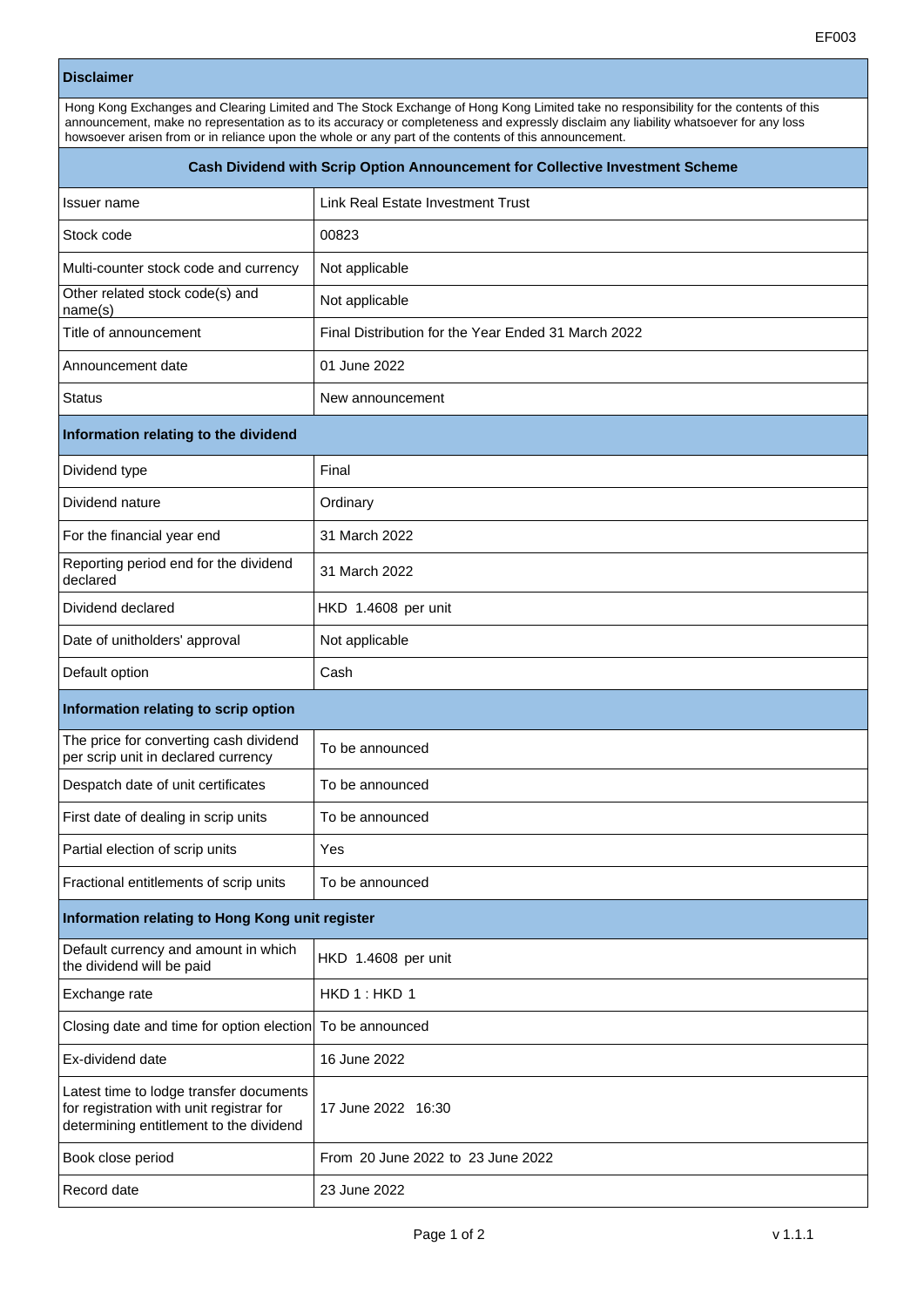EF003

| Disclaimer | |
|---|---|
| Hong Kong Exchanges and Clearing Limited and The Stock Exchange of Hong Kong Limited take no responsibility for the contents of this announcement, make no representation as to its accuracy or completeness and expressly disclaim any liability whatsoever for any loss howsoever arisen from or in reliance upon the whole or any part of the contents of this announcement. | |
| **Cash Dividend with Scrip Option Announcement for Collective Investment Scheme** | |
| Issuer name | Link Real Estate Investment Trust |
| Stock code | 00823 |
| Multi-counter stock code and currency | Not applicable |
| Other related stock code(s) and name(s) | Not applicable |
| Title of announcement | Final Distribution for the Year Ended 31 March 2022 |
| Announcement date | 01 June 2022 |
| Status | New announcement |
| **Information relating to the dividend** | |
| Dividend type | Final |
| Dividend nature | Ordinary |
| For the financial year end | 31 March 2022 |
| Reporting period end for the dividend declared | 31 March 2022 |
| Dividend declared | HKD 1.4608 per unit |
| Date of unitholders' approval | Not applicable |
| Default option | Cash |
| **Information relating to scrip option** | |
| The price for converting cash dividend per scrip unit in declared currency | To be announced |
| Despatch date of unit certificates | To be announced |
| First date of dealing in scrip units | To be announced |
| Partial election of scrip units | Yes |
| Fractional entitlements of scrip units | To be announced |
| **Information relating to Hong Kong unit register** | |
| Default currency and amount in which the dividend will be paid | HKD 1.4608 per unit |
| Exchange rate | HKD 1 : HKD 1 |
| Closing date and time for option election | To be announced |
| Ex-dividend date | 16 June 2022 |
| Latest time to lodge transfer documents for registration with unit registrar for determining entitlement to the dividend | 17 June 2022 16:30 |
| Book close period | From 20 June 2022 to 23 June 2022 |
| Record date | 23 June 2022 |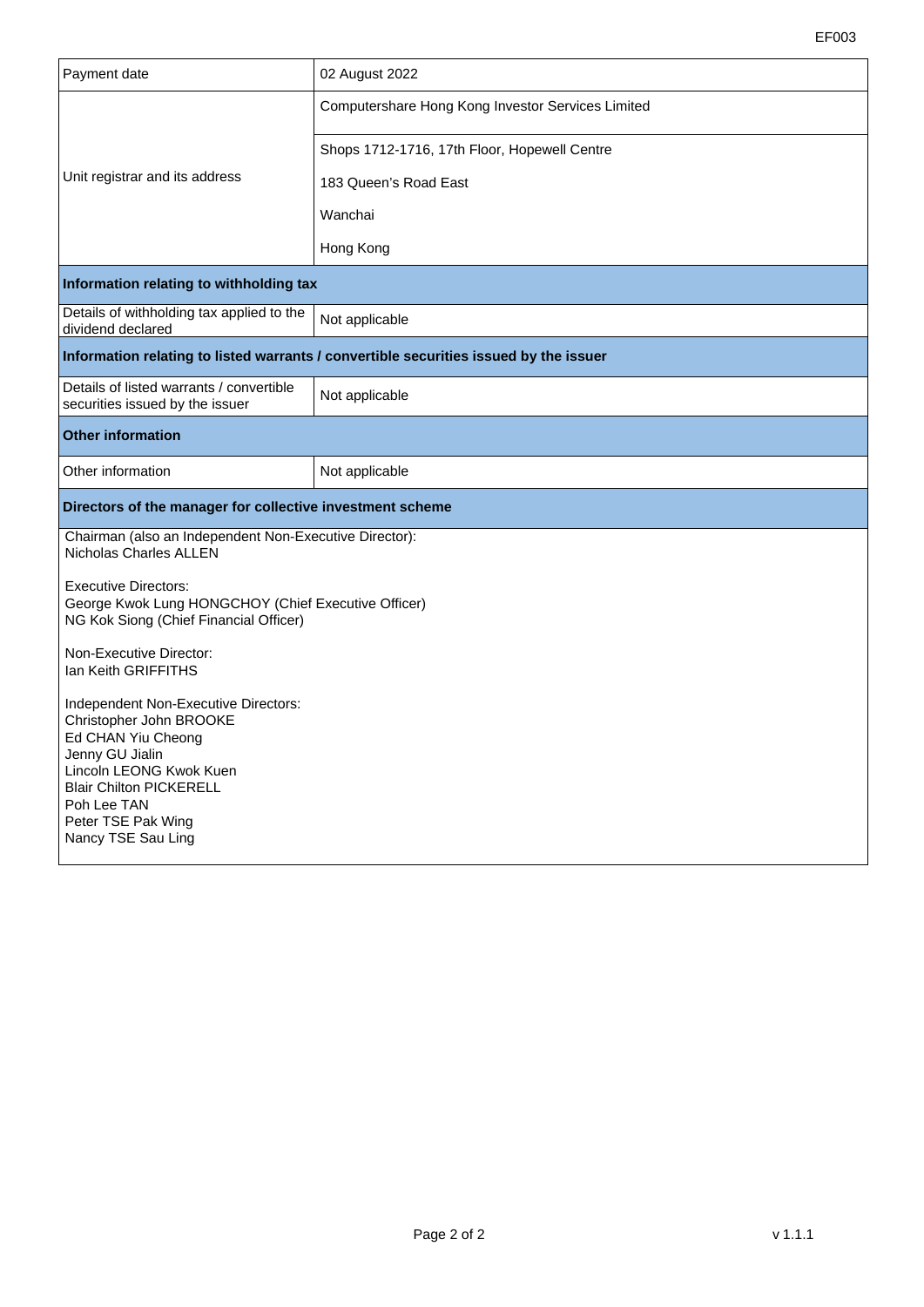| | |
|---|---|
| Payment date | 02 August 2022 |
| Unit registrar and its address | Computershare Hong Kong Investor Services Limited<br>Shops 1712-1716, 17th Floor, Hopewell Centre<br>183 Queen's Road East<br>Wanchai<br>Hong Kong |

**Information relating to withholding tax**

| | |
|---|---|
| Details of withholding tax applied to the dividend declared | Not applicable |

**Information relating to listed warrants / convertible securities issued by the issuer**

| | |
|---|---|
| Details of listed warrants / convertible securities issued by the issuer | Not applicable |

**Other information**

| | |
|---|---|
| Other information | Not applicable |

**Directors of the manager for collective investment scheme**

Chairman (also an Independent Non-Executive Director):
Nicholas Charles ALLEN

Executive Directors:
George Kwok Lung HONGCHOY (Chief Executive Officer)
NG Kok Siong (Chief Financial Officer)

Non-Executive Director:
Ian Keith GRIFFITHS

Independent Non-Executive Directors:
Christopher John BROOKE
Ed CHAN Yiu Cheong
Jenny GU Jialin
Lincoln LEONG Kwok Kuen
Blair Chilton PICKERELL
Poh Lee TAN
Peter TSE Pak Wing
Nancy TSE Sau Ling